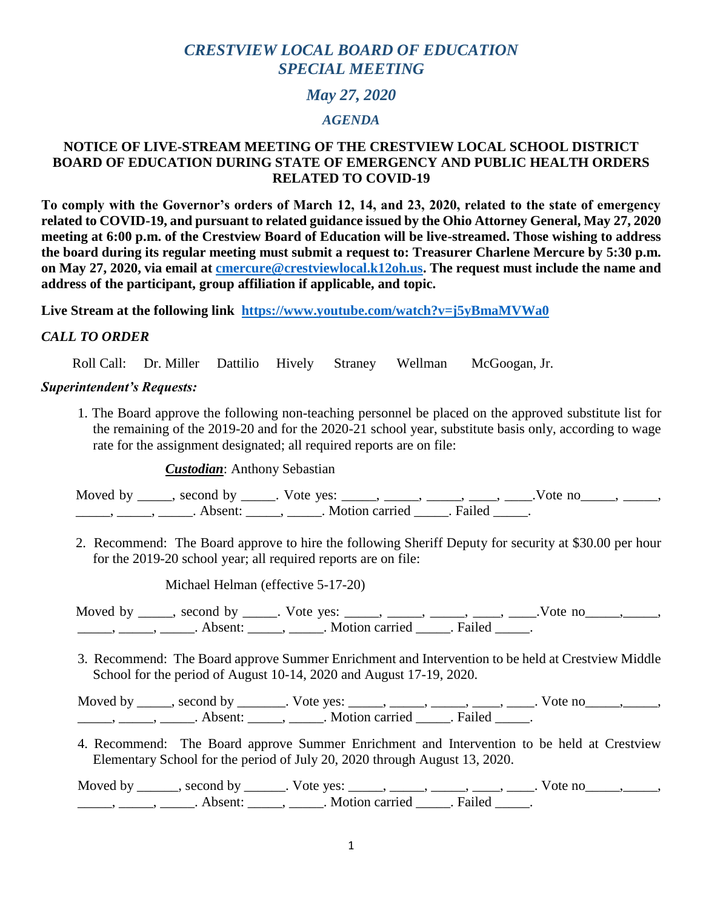# *CRESTVIEW LOCAL BOARD OF EDUCATION*
# *SPECIAL MEETING*

## *May 27, 2020*

### *AGENDA*

**NOTICE OF LIVE-STREAM MEETING OF THE CRESTVIEW LOCAL SCHOOL DISTRICT BOARD OF EDUCATION DURING STATE OF EMERGENCY AND PUBLIC HEALTH ORDERS RELATED TO COVID-19**

**To comply with the Governor's orders of March 12, 14, and 23, 2020, related to the state of emergency related to COVID-19, and pursuant to related guidance issued by the Ohio Attorney General, May 27, 2020 meeting at 6:00 p.m. of the Crestview Board of Education will be live-streamed. Those wishing to address the board during its regular meeting must submit a request to: Treasurer Charlene Mercure by 5:30 p.m. on May 27, 2020, via email at [cmercure@crestviewlocal.k12oh.us](mailto:cmercure@crestviewlocal.k12oh.us). The request must include the name and address of the participant, group affiliation if applicable, and topic.**

**Live Stream at the following link [https://www.youtube.com/watch?v=j5yBmaMVWa0](https://www.youtube.com/watch?v=j5yBmaMVWa0)**

### *CALL TO ORDER*

Roll Call: Dr. Miller Dattilio Hively Straney Wellman McGoogan, Jr.

### *Superintendent's Requests:*

1. The Board approve the following non-teaching personnel be placed on the approved substitute list for the remaining of the 2019-20 and for the 2020-21 school year, substitute basis only, according to wage rate for the assignment designated; all required reports are on file:

   ***Custodian***: Anthony Sebastian

   Moved by _____, second by _____. Vote yes: _____, _____, _____, ____, ____.Vote no_____, _____, _____, _____, _____. Absent: _____, _____. Motion carried _____. Failed _____.

2. Recommend: The Board approve to hire the following Sheriff Deputy for security at $30.00 per hour for the 2019-20 school year; all required reports are on file:

   Michael Helman (effective 5-17-20)

   Moved by _____, second by _____. Vote yes: _____, _____, _____, ____, ____.Vote no_____,_____, _____, _____, _____. Absent: _____, _____. Motion carried _____. Failed _____.

3. Recommend: The Board approve Summer Enrichment and Intervention to be held at Crestview Middle School for the period of August 10-14, 2020 and August 17-19, 2020.

   Moved by _____, second by _______. Vote yes: _____, _____, _____, ____, ____. Vote no_____,_____, _____, _____, _____. Absent: _____, _____. Motion carried _____. Failed _____.

4. Recommend: The Board approve Summer Enrichment and Intervention to be held at Crestview Elementary School for the period of July 20, 2020 through August 13, 2020.

   Moved by ______, second by ______. Vote yes: _____, _____, _____, ____, ____. Vote no_____,_____, _____, _____, _____. Absent: _____, _____. Motion carried _____. Failed _____.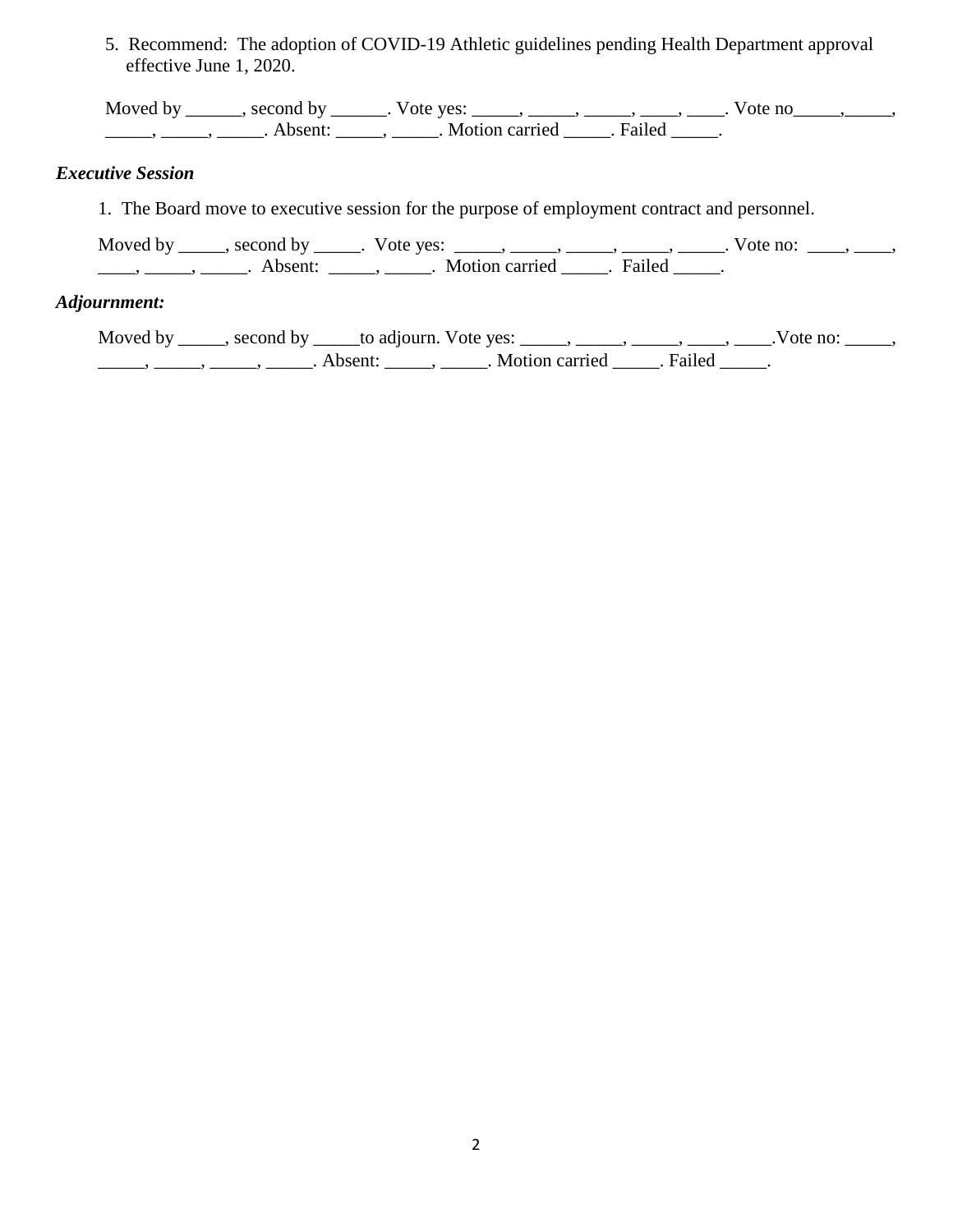5. Recommend: The adoption of COVID-19 Athletic guidelines pending Health Department approval effective June 1, 2020.

Moved by ______, second by ______. Vote yes: _____, _____, _____, ____, ____. Vote no_____,_____, _____, _____, _____. Absent: _____, _____. Motion carried _____. Failed _____.

***Executive Session***

1. The Board move to executive session for the purpose of employment contract and personnel.

Moved by _____, second by _____. Vote yes: _____, _____, _____, _____, _____. Vote no: ____, ____, ____, _____, _____. Absent: _____, _____. Motion carried _____. Failed _____.

***Adjournment:***

Moved by _____, second by _____to adjourn. Vote yes: _____, _____, _____, ____, ____.Vote no: _____, _____, _____, _____, _____. Absent: _____, _____. Motion carried _____. Failed _____.